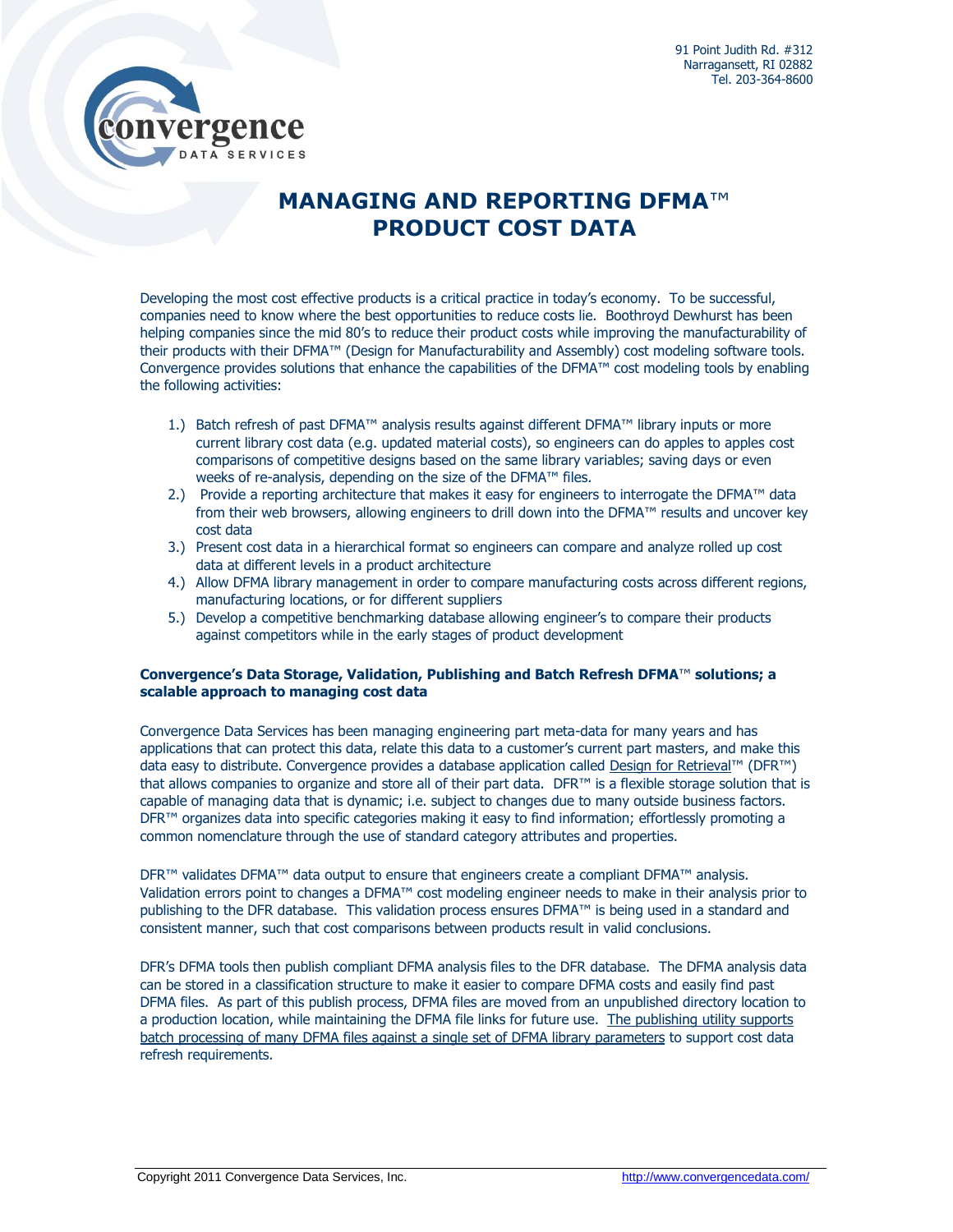91 Point Judith Rd. #312
Narragansett, RI 02882
Tel. 203-364-8600

# MANAGING AND REPORTING DFMA™ PRODUCT COST DATA

Developing the most cost effective products is a critical practice in today's economy. To be successful, companies need to know where the best opportunities to reduce costs lie. Boothroyd Dewhurst has been helping companies since the mid 80's to reduce their product costs while improving the manufacturability of their products with their DFMA™ (Design for Manufacturability and Assembly) cost modeling software tools. Convergence provides solutions that enhance the capabilities of the DFMA™ cost modeling tools by enabling the following activities:

1.) Batch refresh of past DFMA™ analysis results against different DFMA™ library inputs or more current library cost data (e.g. updated material costs), so engineers can do apples to apples cost comparisons of competitive designs based on the same library variables; saving days or even weeks of re-analysis, depending on the size of the DFMA™ files.
2.) Provide a reporting architecture that makes it easy for engineers to interrogate the DFMA™ data from their web browsers, allowing engineers to drill down into the DFMA™ results and uncover key cost data
3.) Present cost data in a hierarchical format so engineers can compare and analyze rolled up cost data at different levels in a product architecture
4.) Allow DFMA library management in order to compare manufacturing costs across different regions, manufacturing locations, or for different suppliers
5.) Develop a competitive benchmarking database allowing engineer's to compare their products against competitors while in the early stages of product development

**Convergence's Data Storage, Validation, Publishing and Batch Refresh DFMA™ solutions; a scalable approach to managing cost data**

Convergence Data Services has been managing engineering part meta-data for many years and has applications that can protect this data, relate this data to a customer's current part masters, and make this data easy to distribute. Convergence provides a database application called Design for Retrieval™ (DFR™) that allows companies to organize and store all of their part data. DFR™ is a flexible storage solution that is capable of managing data that is dynamic; i.e. subject to changes due to many outside business factors. DFR™ organizes data into specific categories making it easy to find information; effortlessly promoting a common nomenclature through the use of standard category attributes and properties.

DFR™ validates DFMA™ data output to ensure that engineers create a compliant DFMA™ analysis. Validation errors point to changes a DFMA™ cost modeling engineer needs to make in their analysis prior to publishing to the DFR database. This validation process ensures DFMA™ is being used in a standard and consistent manner, such that cost comparisons between products result in valid conclusions.

DFR's DFMA tools then publish compliant DFMA analysis files to the DFR database. The DFMA analysis data can be stored in a classification structure to make it easier to compare DFMA costs and easily find past DFMA files. As part of this publish process, DFMA files are moved from an unpublished directory location to a production location, while maintaining the DFMA file links for future use. The publishing utility supports batch processing of many DFMA files against a single set of DFMA library parameters to support cost data refresh requirements.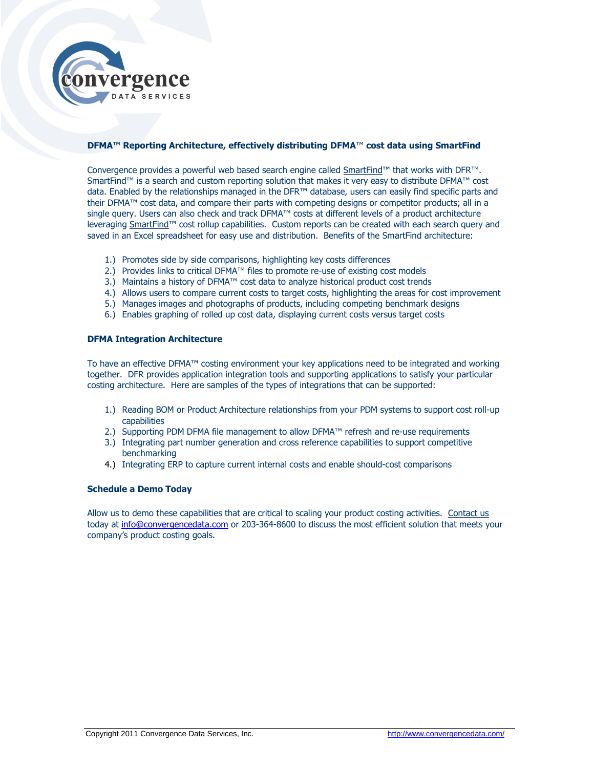## DFMA™ Reporting Architecture, effectively distributing DFMA™ cost data using SmartFind

Convergence provides a powerful web based search engine called SmartFind™ that works with DFR™. SmartFind™ is a search and custom reporting solution that makes it very easy to distribute DFMA™ cost data. Enabled by the relationships managed in the DFR™ database, users can easily find specific parts and their DFMA™ cost data, and compare their parts with competing designs or competitor products; all in a single query. Users can also check and track DFMA™ costs at different levels of a product architecture leveraging SmartFind™ cost rollup capabilities. Custom reports can be created with each search query and saved in an Excel spreadsheet for easy use and distribution. Benefits of the SmartFind architecture:

1.) Promotes side by side comparisons, highlighting key costs differences
2.) Provides links to critical DFMA™ files to promote re-use of existing cost models
3.) Maintains a history of DFMA™ cost data to analyze historical product cost trends
4.) Allows users to compare current costs to target costs, highlighting the areas for cost improvement
5.) Manages images and photographs of products, including competing benchmark designs
6.) Enables graphing of rolled up cost data, displaying current costs versus target costs

## DFMA Integration Architecture

To have an effective DFMA™ costing environment your key applications need to be integrated and working together. DFR provides application integration tools and supporting applications to satisfy your particular costing architecture. Here are samples of the types of integrations that can be supported:

1.) Reading BOM or Product Architecture relationships from your PDM systems to support cost roll-up capabilities
2.) Supporting PDM DFMA file management to allow DFMA™ refresh and re-use requirements
3.) Integrating part number generation and cross reference capabilities to support competitive benchmarking
4.) Integrating ERP to capture current internal costs and enable should-cost comparisons

## Schedule a Demo Today

Allow us to demo these capabilities that are critical to scaling your product costing activities. Contact us today at info@convergencedata.com or 203-364-8600 to discuss the most efficient solution that meets your company's product costing goals.

Copyright 2011 Convergence Data Services, Inc. http://www.convergencedata.com/